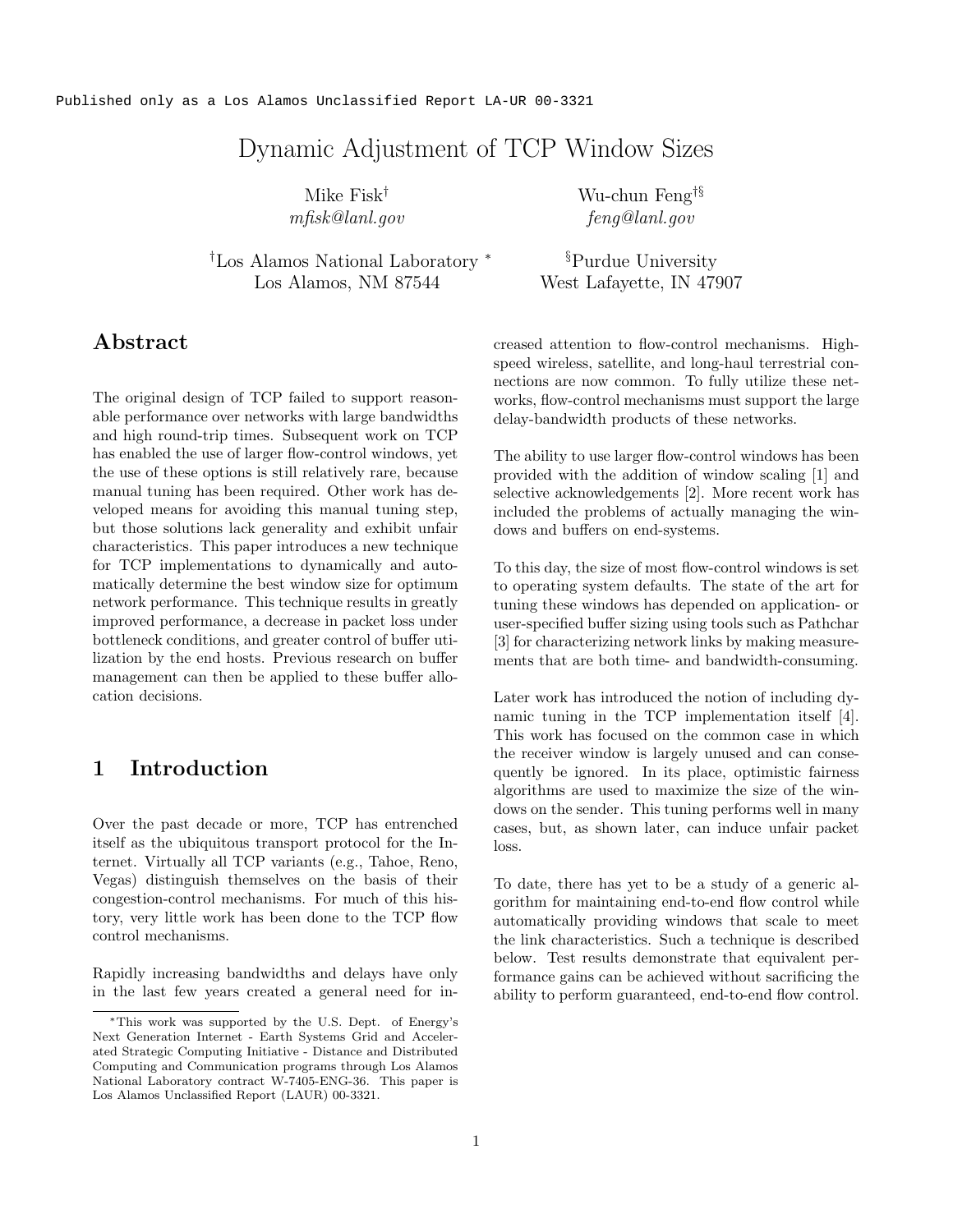Published only as a Los Alamos Unclassified Report LA-UR 00-3321

# Dynamic Adjustment of TCP Window Sizes

Mike Fisk[†]
*mfisk@lanl.gov*

Wu-chun Feng[†§]
*feng@lanl.gov*

[†]Los Alamos National Laboratory [*]
Los Alamos, NM 87544

[§]Purdue University
West Lafayette, IN 47907

## Abstract

The original design of TCP failed to support reasonable performance over networks with large bandwidths and high round-trip times. Subsequent work on TCP has enabled the use of larger flow-control windows, yet the use of these options is still relatively rare, because manual tuning has been required. Other work has developed means for avoiding this manual tuning step, but those solutions lack generality and exhibit unfair characteristics. This paper introduces a new technique for TCP implementations to dynamically and automatically determine the best window size for optimum network performance. This technique results in greatly improved performance, a decrease in packet loss under bottleneck conditions, and greater control of buffer utilization by the end hosts. Previous research on buffer management can then be applied to these buffer allocation decisions.

## 1 Introduction

Over the past decade or more, TCP has entrenched itself as the ubiquitous transport protocol for the Internet. Virtually all TCP variants (e.g., Tahoe, Reno, Vegas) distinguish themselves on the basis of their congestion-control mechanisms. For much of this history, very little work has been done to the TCP flow control mechanisms.

Rapidly increasing bandwidths and delays have only in the last few years created a general need for increased attention to flow-control mechanisms. High-speed wireless, satellite, and long-haul terrestrial connections are now common. To fully utilize these networks, flow-control mechanisms must support the large delay-bandwidth products of these networks.

The ability to use larger flow-control windows has been provided with the addition of window scaling [1] and selective acknowledgements [2]. More recent work has included the problems of actually managing the windows and buffers on end-systems.

To this day, the size of most flow-control windows is set to operating system defaults. The state of the art for tuning these windows has depended on application- or user-specified buffer sizing using tools such as Pathchar [3] for characterizing network links by making measurements that are both time- and bandwidth-consuming.

Later work has introduced the notion of including dynamic tuning in the TCP implementation itself [4]. This work has focused on the common case in which the receiver window is largely unused and can consequently be ignored. In its place, optimistic fairness algorithms are used to maximize the size of the windows on the sender. This tuning performs well in many cases, but, as shown later, can induce unfair packet loss.

To date, there has yet to be a study of a generic algorithm for maintaining end-to-end flow control while automatically providing windows that scale to meet the link characteristics. Such a technique is described below. Test results demonstrate that equivalent performance gains can be achieved without sacrificing the ability to perform guaranteed, end-to-end flow control.

[*]This work was supported by the U.S. Dept. of Energy's Next Generation Internet - Earth Systems Grid and Accelerated Strategic Computing Initiative - Distance and Distributed Computing and Communication programs through Los Alamos National Laboratory contract W-7405-ENG-36. This paper is Los Alamos Unclassified Report (LAUR) 00-3321.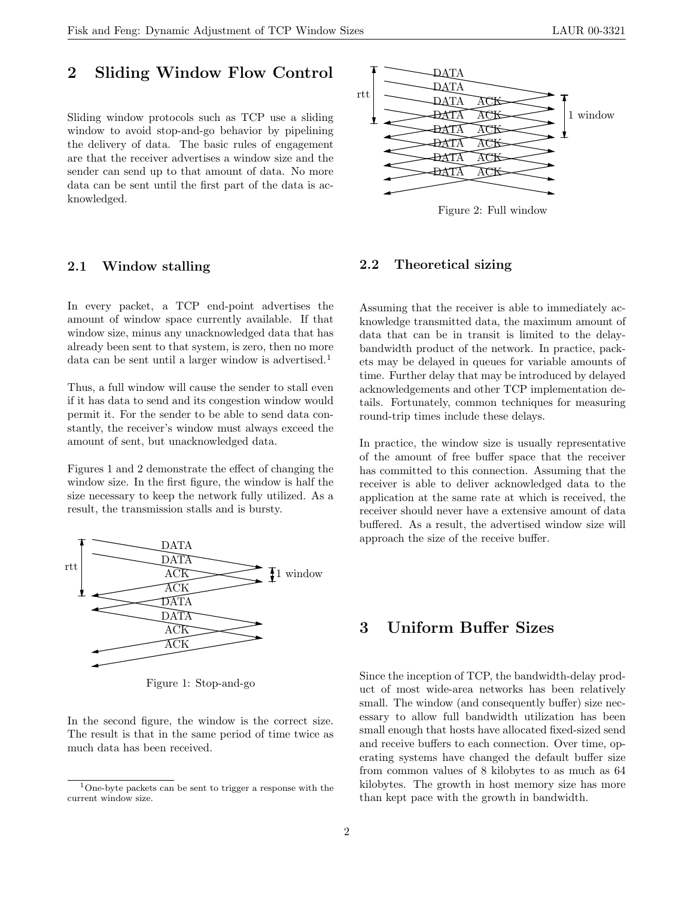## 2 Sliding Window Flow Control

Sliding window protocols such as TCP use a sliding window to avoid stop-and-go behavior by pipelining the delivery of data. The basic rules of engagement are that the receiver advertises a window size and the sender can send up to that amount of data. No more data can be sent until the first part of the data is acknowledged.

### 2.1 Window stalling

In every packet, a TCP end-point advertises the amount of window space currently available. If that window size, minus any unacknowledged data that has already been sent to that system, is zero, then no more data can be sent until a larger window is advertised.[1]

Thus, a full window will cause the sender to stall even if it has data to send and its congestion window would permit it. For the sender to be able to send data constantly, the receiver's window must always exceed the amount of sent, but unacknowledged data.

Figures 1 and 2 demonstrate the effect of changing the window size. In the first figure, the window is half the size necessary to keep the network fully utilized. As a result, the transmission stalls and is bursty.

Figure 1: Stop-and-go

In the second figure, the window is the correct size. The result is that in the same period of time twice as much data has been received.

[1] One-byte packets can be sent to trigger a response with the current window size.

Figure 2: Full window

### 2.2 Theoretical sizing

Assuming that the receiver is able to immediately acknowledge transmitted data, the maximum amount of data that can be in transit is limited to the delay-bandwidth product of the network. In practice, packets may be delayed in queues for variable amounts of time. Further delay that may be introduced by delayed acknowledgements and other TCP implementation details. Fortunately, common techniques for measuring round-trip times include these delays.

In practice, the window size is usually representative of the amount of free buffer space that the receiver has committed to this connection. Assuming that the receiver is able to deliver acknowledged data to the application at the same rate at which is received, the receiver should never have a extensive amount of data buffered. As a result, the advertised window size will approach the size of the receive buffer.

## 3 Uniform Buffer Sizes

Since the inception of TCP, the bandwidth-delay product of most wide-area networks has been relatively small. The window (and consequently buffer) size necessary to allow full bandwidth utilization has been small enough that hosts have allocated fixed-sized send and receive buffers to each connection. Over time, operating systems have changed the default buffer size from common values of 8 kilobytes to as much as 64 kilobytes. The growth in host memory size has more than kept pace with the growth in bandwidth.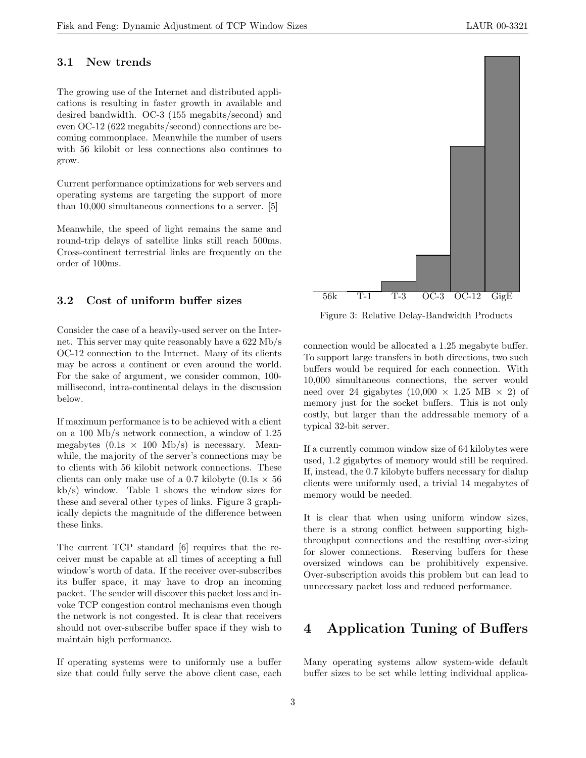### 3.1 New trends

The growing use of the Internet and distributed applications is resulting in faster growth in available and desired bandwidth. OC-3 (155 megabits/second) and even OC-12 (622 megabits/second) connections are becoming commonplace. Meanwhile the number of users with 56 kilobit or less connections also continues to grow.

Current performance optimizations for web servers and operating systems are targeting the support of more than 10,000 simultaneous connections to a server. [5]

Meanwhile, the speed of light remains the same and round-trip delays of satellite links still reach 500ms. Cross-continent terrestrial links are frequently on the order of 100ms.

### 3.2 Cost of uniform buffer sizes

Consider the case of a heavily-used server on the Internet. This server may quite reasonably have a 622 Mb/s OC-12 connection to the Internet. Many of its clients may be across a continent or even around the world. For the sake of argument, we consider common, 100-millisecond, intra-continental delays in the discussion below.

If maximum performance is to be achieved with a client on a 100 Mb/s network connection, a window of 1.25 megabytes (0.1s × 100 Mb/s) is necessary. Meanwhile, the majority of the server's connections may be to clients with 56 kilobit network connections. These clients can only make use of a 0.7 kilobyte (0.1s × 56 kb/s) window. Table 1 shows the window sizes for these and several other types of links. Figure 3 graphically depicts the magnitude of the difference between these links.

The current TCP standard [6] requires that the receiver must be capable at all times of accepting a full window's worth of data. If the receiver over-subscribes its buffer space, it may have to drop an incoming packet. The sender will discover this packet loss and invoke TCP congestion control mechanisms even though the network is not congested. It is clear that receivers should not over-subscribe buffer space if they wish to maintain high performance.

If operating systems were to uniformly use a buffer size that could fully serve the above client case, each connection would be allocated a 1.25 megabyte buffer. To support large transfers in both directions, two such buffers would be required for each connection. With 10,000 simultaneous connections, the server would need over 24 gigabytes (10,000 × 1.25 MB × 2) of memory just for the socket buffers. This is not only costly, but larger than the addressable memory of a typical 32-bit server.

56k T-1 T-3 OC-3 OC-12 GigE

Figure 3: Relative Delay-Bandwidth Products

If a currently common window size of 64 kilobytes were used, 1.2 gigabytes of memory would still be required. If, instead, the 0.7 kilobyte buffers necessary for dialup clients were uniformly used, a trivial 14 megabytes of memory would be needed.

It is clear that when using uniform window sizes, there is a strong conflict between supporting high-throughput connections and the resulting over-sizing for slower connections. Reserving buffers for these oversized windows can be prohibitively expensive. Over-subscription avoids this problem but can lead to unnecessary packet loss and reduced performance.

# 4 Application Tuning of Buffers

Many operating systems allow system-wide default buffer sizes to be set while letting individual applica-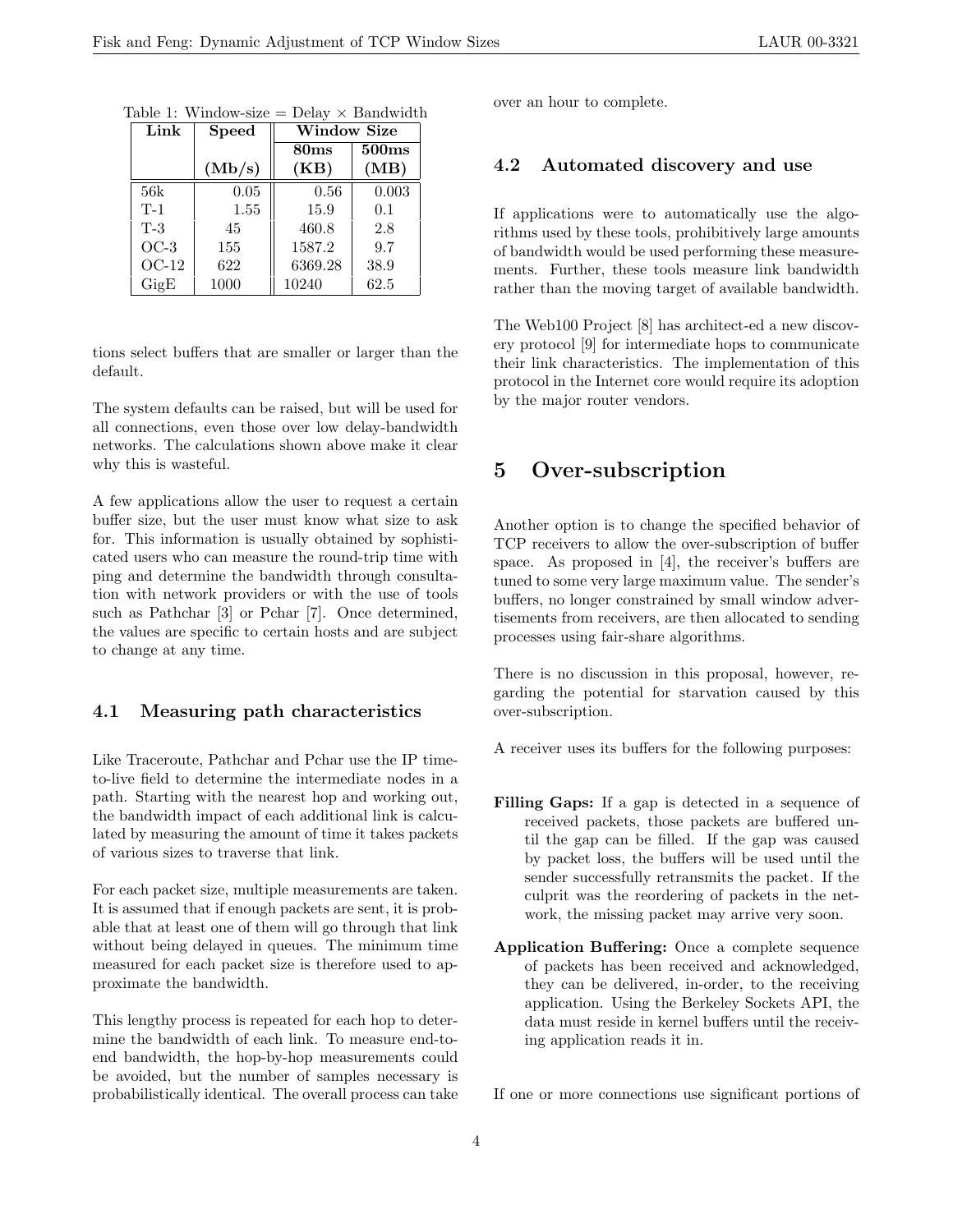Table 1: Window-size = Delay × Bandwidth

| Link | Speed | Window Size | |
|---|---|---|---|
| | | 80ms | 500ms |
| | (Mb/s) | (KB) | (MB) |
| 56k | 0.05 | 0.56 | 0.003 |
| T-1 | 1.55 | 15.9 | 0.1 |
| T-3 | 45 | 460.8 | 2.8 |
| OC-3 | 155 | 1587.2 | 9.7 |
| OC-12 | 622 | 6369.28 | 38.9 |
| GigE | 1000 | 10240 | 62.5 |

tions select buffers that are smaller or larger than the default.

The system defaults can be raised, but will be used for all connections, even those over low delay-bandwidth networks. The calculations shown above make it clear why this is wasteful.

A few applications allow the user to request a certain buffer size, but the user must know what size to ask for. This information is usually obtained by sophisticated users who can measure the round-trip time with ping and determine the bandwidth through consultation with network providers or with the use of tools such as Pathchar [3] or Pchar [7]. Once determined, the values are specific to certain hosts and are subject to change at any time.

### 4.1 Measuring path characteristics

Like Traceroute, Pathchar and Pchar use the IP time-to-live field to determine the intermediate nodes in a path. Starting with the nearest hop and working out, the bandwidth impact of each additional link is calculated by measuring the amount of time it takes packets of various sizes to traverse that link.

For each packet size, multiple measurements are taken. It is assumed that if enough packets are sent, it is probable that at least one of them will go through that link without being delayed in queues. The minimum time measured for each packet size is therefore used to approximate the bandwidth.

This lengthy process is repeated for each hop to determine the bandwidth of each link. To measure end-to-end bandwidth, the hop-by-hop measurements could be avoided, but the number of samples necessary is probabilistically identical. The overall process can take over an hour to complete.

### 4.2 Automated discovery and use

If applications were to automatically use the algorithms used by these tools, prohibitively large amounts of bandwidth would be used performing these measurements. Further, these tools measure link bandwidth rather than the moving target of available bandwidth.

The Web100 Project [8] has architect-ed a new discovery protocol [9] for intermediate hops to communicate their link characteristics. The implementation of this protocol in the Internet core would require its adoption by the major router vendors.

## 5 Over-subscription

Another option is to change the specified behavior of TCP receivers to allow the over-subscription of buffer space. As proposed in [4], the receiver's buffers are tuned to some very large maximum value. The sender's buffers, no longer constrained by small window advertisements from receivers, are then allocated to sending processes using fair-share algorithms.

There is no discussion in this proposal, however, regarding the potential for starvation caused by this over-subscription.

A receiver uses its buffers for the following purposes:

**Filling Gaps:** If a gap is detected in a sequence of received packets, those packets are buffered until the gap can be filled. If the gap was caused by packet loss, the buffers will be used until the sender successfully retransmits the packet. If the culprit was the reordering of packets in the network, the missing packet may arrive very soon.

**Application Buffering:** Once a complete sequence of packets has been received and acknowledged, they can be delivered, in-order, to the receiving application. Using the Berkeley Sockets API, the data must reside in kernel buffers until the receiving application reads it in.

If one or more connections use significant portions of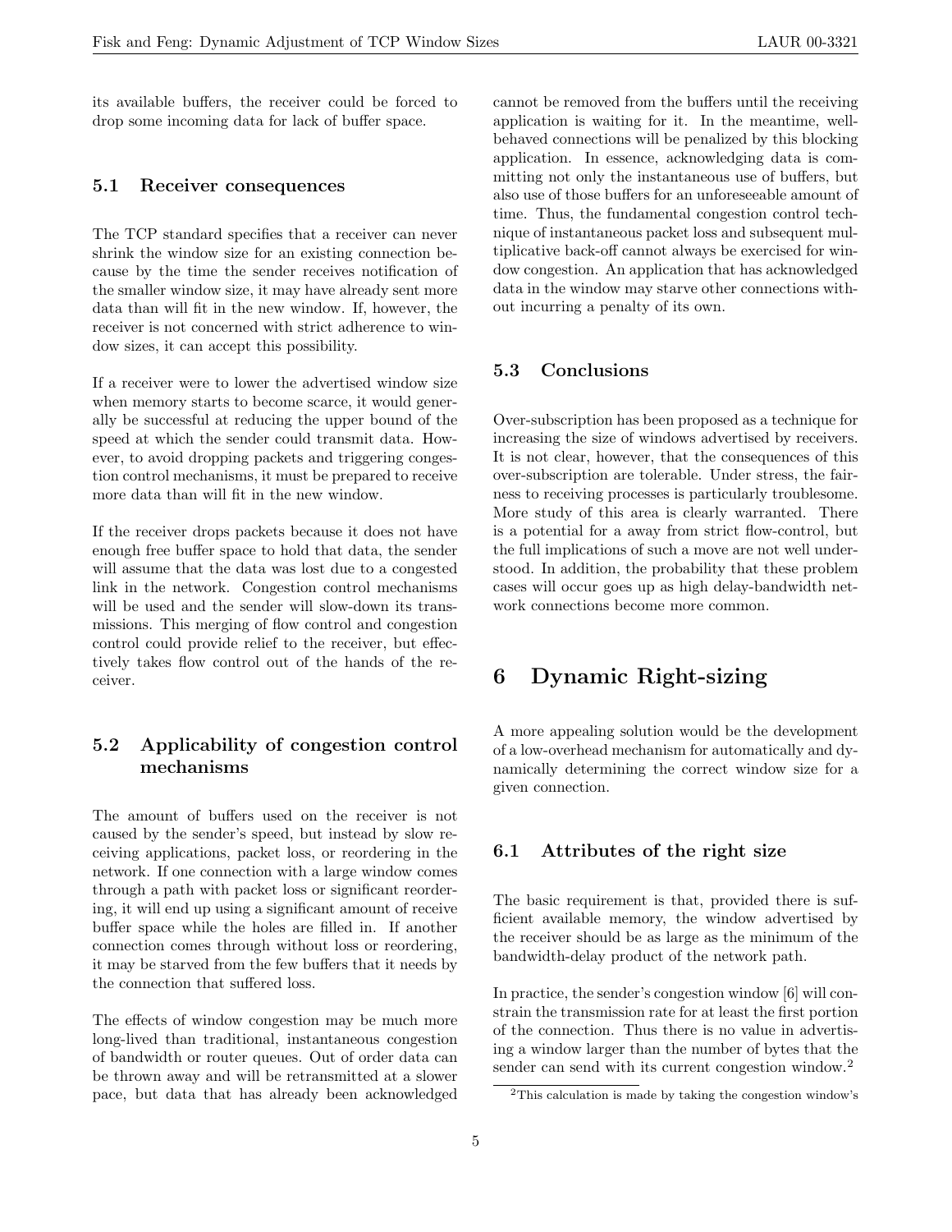its available buffers, the receiver could be forced to drop some incoming data for lack of buffer space.

### 5.1 Receiver consequences

The TCP standard specifies that a receiver can never shrink the window size for an existing connection because by the time the sender receives notification of the smaller window size, it may have already sent more data than will fit in the new window. If, however, the receiver is not concerned with strict adherence to window sizes, it can accept this possibility.

If a receiver were to lower the advertised window size when memory starts to become scarce, it would generally be successful at reducing the upper bound of the speed at which the sender could transmit data. However, to avoid dropping packets and triggering congestion control mechanisms, it must be prepared to receive more data than will fit in the new window.

If the receiver drops packets because it does not have enough free buffer space to hold that data, the sender will assume that the data was lost due to a congested link in the network. Congestion control mechanisms will be used and the sender will slow-down its transmissions. This merging of flow control and congestion control could provide relief to the receiver, but effectively takes flow control out of the hands of the receiver.

### 5.2 Applicability of congestion control mechanisms

The amount of buffers used on the receiver is not caused by the sender's speed, but instead by slow receiving applications, packet loss, or reordering in the network. If one connection with a large window comes through a path with packet loss or significant reordering, it will end up using a significant amount of receive buffer space while the holes are filled in. If another connection comes through without loss or reordering, it may be starved from the few buffers that it needs by the connection that suffered loss.

The effects of window congestion may be much more long-lived than traditional, instantaneous congestion of bandwidth or router queues. Out of order data can be thrown away and will be retransmitted at a slower pace, but data that has already been acknowledged cannot be removed from the buffers until the receiving application is waiting for it. In the meantime, well-behaved connections will be penalized by this blocking application. In essence, acknowledging data is committing not only the instantaneous use of buffers, but also use of those buffers for an unforeseeable amount of time. Thus, the fundamental congestion control technique of instantaneous packet loss and subsequent multiplicative back-off cannot always be exercised for window congestion. An application that has acknowledged data in the window may starve other connections without incurring a penalty of its own.

### 5.3 Conclusions

Over-subscription has been proposed as a technique for increasing the size of windows advertised by receivers. It is not clear, however, that the consequences of this over-subscription are tolerable. Under stress, the fairness to receiving processes is particularly troublesome. More study of this area is clearly warranted. There is a potential for a away from strict flow-control, but the full implications of such a move are not well understood. In addition, the probability that these problem cases will occur goes up as high delay-bandwidth network connections become more common.

## 6 Dynamic Right-sizing

A more appealing solution would be the development of a low-overhead mechanism for automatically and dynamically determining the correct window size for a given connection.

### 6.1 Attributes of the right size

The basic requirement is that, provided there is sufficient available memory, the window advertised by the receiver should be as large as the minimum of the bandwidth-delay product of the network path.

In practice, the sender's congestion window [6] will constrain the transmission rate for at least the first portion of the connection. Thus there is no value in advertising a window larger than the number of bytes that the sender can send with its current congestion window.[2]

[2]This calculation is made by taking the congestion window's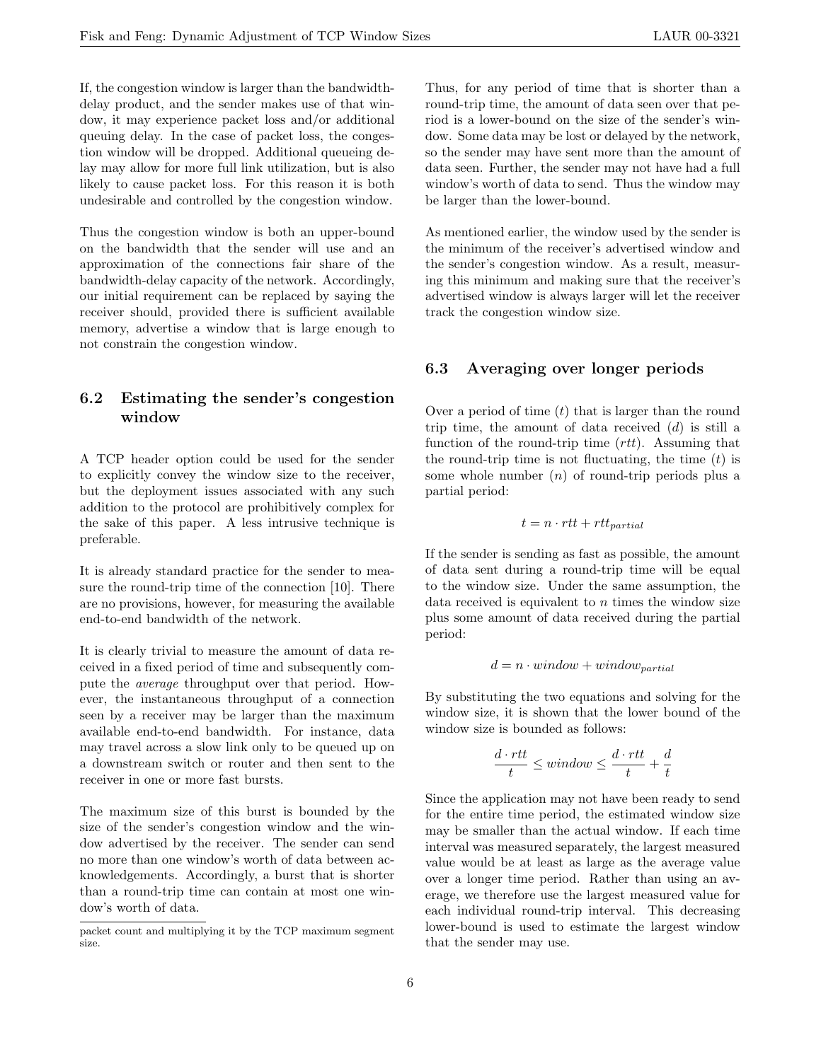If, the congestion window is larger than the bandwidth-delay product, and the sender makes use of that window, it may experience packet loss and/or additional queuing delay. In the case of packet loss, the congestion window will be dropped. Additional queueing delay may allow for more full link utilization, but is also likely to cause packet loss. For this reason it is both undesirable and controlled by the congestion window.

Thus the congestion window is both an upper-bound on the bandwidth that the sender will use and an approximation of the connections fair share of the bandwidth-delay capacity of the network. Accordingly, our initial requirement can be replaced by saying the receiver should, provided there is sufficient available memory, advertise a window that is large enough to not constrain the congestion window.

## 6.2 Estimating the sender's congestion window

A TCP header option could be used for the sender to explicitly convey the window size to the receiver, but the deployment issues associated with any such addition to the protocol are prohibitively complex for the sake of this paper. A less intrusive technique is preferable.

It is already standard practice for the sender to measure the round-trip time of the connection [10]. There are no provisions, however, for measuring the available end-to-end bandwidth of the network.

It is clearly trivial to measure the amount of data received in a fixed period of time and subsequently compute the *average* throughput over that period. However, the instantaneous throughput of a connection seen by a receiver may be larger than the maximum available end-to-end bandwidth. For instance, data may travel across a slow link only to be queued up on a downstream switch or router and then sent to the receiver in one or more fast bursts.

The maximum size of this burst is bounded by the size of the sender's congestion window and the window advertised by the receiver. The sender can send no more than one window's worth of data between acknowledgements. Accordingly, a burst that is shorter than a round-trip time can contain at most one window's worth of data.

packet count and multiplying it by the TCP maximum segment size.

Thus, for any period of time that is shorter than a round-trip time, the amount of data seen over that period is a lower-bound on the size of the sender's window. Some data may be lost or delayed by the network, so the sender may have sent more than the amount of data seen. Further, the sender may not have had a full window's worth of data to send. Thus the window may be larger than the lower-bound.

As mentioned earlier, the window used by the sender is the minimum of the receiver's advertised window and the sender's congestion window. As a result, measuring this minimum and making sure that the receiver's advertised window is always larger will let the receiver track the congestion window size.

## 6.3 Averaging over longer periods

Over a period of time ($t$) that is larger than the round trip time, the amount of data received ($d$) is still a function of the round-trip time ($rtt$). Assuming that the round-trip time is not fluctuating, the time ($t$) is some whole number ($n$) of round-trip periods plus a partial period:

$$t = n \cdot rtt + rtt_{partial}$$

If the sender is sending as fast as possible, the amount of data sent during a round-trip time will be equal to the window size. Under the same assumption, the data received is equivalent to $n$ times the window size plus some amount of data received during the partial period:

$$d = n \cdot window + window_{partial}$$

By substituting the two equations and solving for the window size, it is shown that the lower bound of the window size is bounded as follows:

$$\frac{d \cdot rtt}{t} \leq window \leq \frac{d \cdot rtt}{t} + \frac{d}{t}$$

Since the application may not have been ready to send for the entire time period, the estimated window size may be smaller than the actual window. If each time interval was measured separately, the largest measured value would be at least as large as the average value over a longer time period. Rather than using an average, we therefore use the largest measured value for each individual round-trip interval. This decreasing lower-bound is used to estimate the largest window that the sender may use.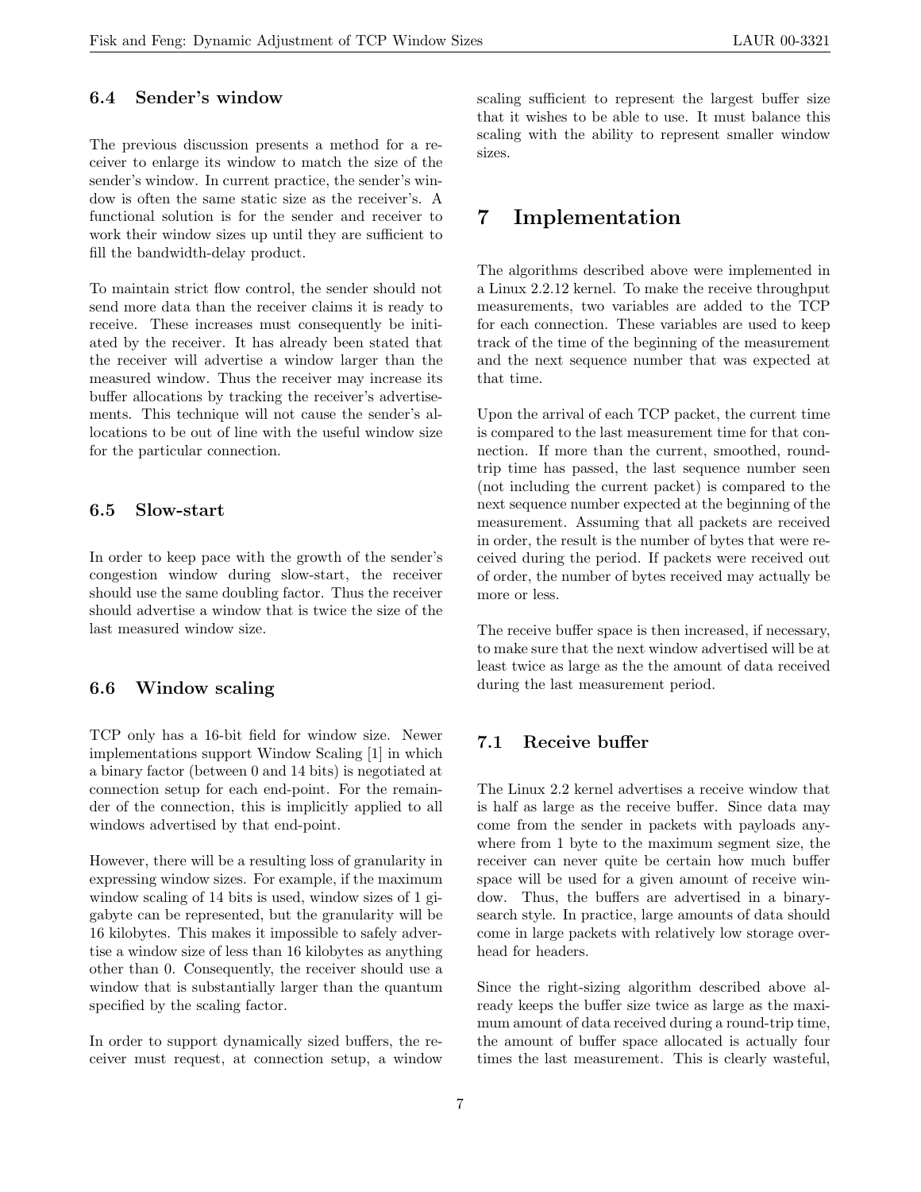### 6.4 Sender's window

The previous discussion presents a method for a receiver to enlarge its window to match the size of the sender's window. In current practice, the sender's window is often the same static size as the receiver's. A functional solution is for the sender and receiver to work their window sizes up until they are sufficient to fill the bandwidth-delay product.

To maintain strict flow control, the sender should not send more data than the receiver claims it is ready to receive. These increases must consequently be initiated by the receiver. It has already been stated that the receiver will advertise a window larger than the measured window. Thus the receiver may increase its buffer allocations by tracking the receiver's advertisements. This technique will not cause the sender's allocations to be out of line with the useful window size for the particular connection.

### 6.5 Slow-start

In order to keep pace with the growth of the sender's congestion window during slow-start, the receiver should use the same doubling factor. Thus the receiver should advertise a window that is twice the size of the last measured window size.

### 6.6 Window scaling

TCP only has a 16-bit field for window size. Newer implementations support Window Scaling [1] in which a binary factor (between 0 and 14 bits) is negotiated at connection setup for each end-point. For the remainder of the connection, this is implicitly applied to all windows advertised by that end-point.

However, there will be a resulting loss of granularity in expressing window sizes. For example, if the maximum window scaling of 14 bits is used, window sizes of 1 gigabyte can be represented, but the granularity will be 16 kilobytes. This makes it impossible to safely advertise a window size of less than 16 kilobytes as anything other than 0. Consequently, the receiver should use a window that is substantially larger than the quantum specified by the scaling factor.

In order to support dynamically sized buffers, the receiver must request, at connection setup, a window scaling sufficient to represent the largest buffer size that it wishes to be able to use. It must balance this scaling with the ability to represent smaller window sizes.

## 7 Implementation

The algorithms described above were implemented in a Linux 2.2.12 kernel. To make the receive throughput measurements, two variables are added to the TCP for each connection. These variables are used to keep track of the time of the beginning of the measurement and the next sequence number that was expected at that time.

Upon the arrival of each TCP packet, the current time is compared to the last measurement time for that connection. If more than the current, smoothed, round-trip time has passed, the last sequence number seen (not including the current packet) is compared to the next sequence number expected at the beginning of the measurement. Assuming that all packets are received in order, the result is the number of bytes that were received during the period. If packets were received out of order, the number of bytes received may actually be more or less.

The receive buffer space is then increased, if necessary, to make sure that the next window advertised will be at least twice as large as the the amount of data received during the last measurement period.

### 7.1 Receive buffer

The Linux 2.2 kernel advertises a receive window that is half as large as the receive buffer. Since data may come from the sender in packets with payloads anywhere from 1 byte to the maximum segment size, the receiver can never quite be certain how much buffer space will be used for a given amount of receive window. Thus, the buffers are advertised in a binary-search style. In practice, large amounts of data should come in large packets with relatively low storage overhead for headers.

Since the right-sizing algorithm described above already keeps the buffer size twice as large as the maximum amount of data received during a round-trip time, the amount of buffer space allocated is actually four times the last measurement. This is clearly wasteful,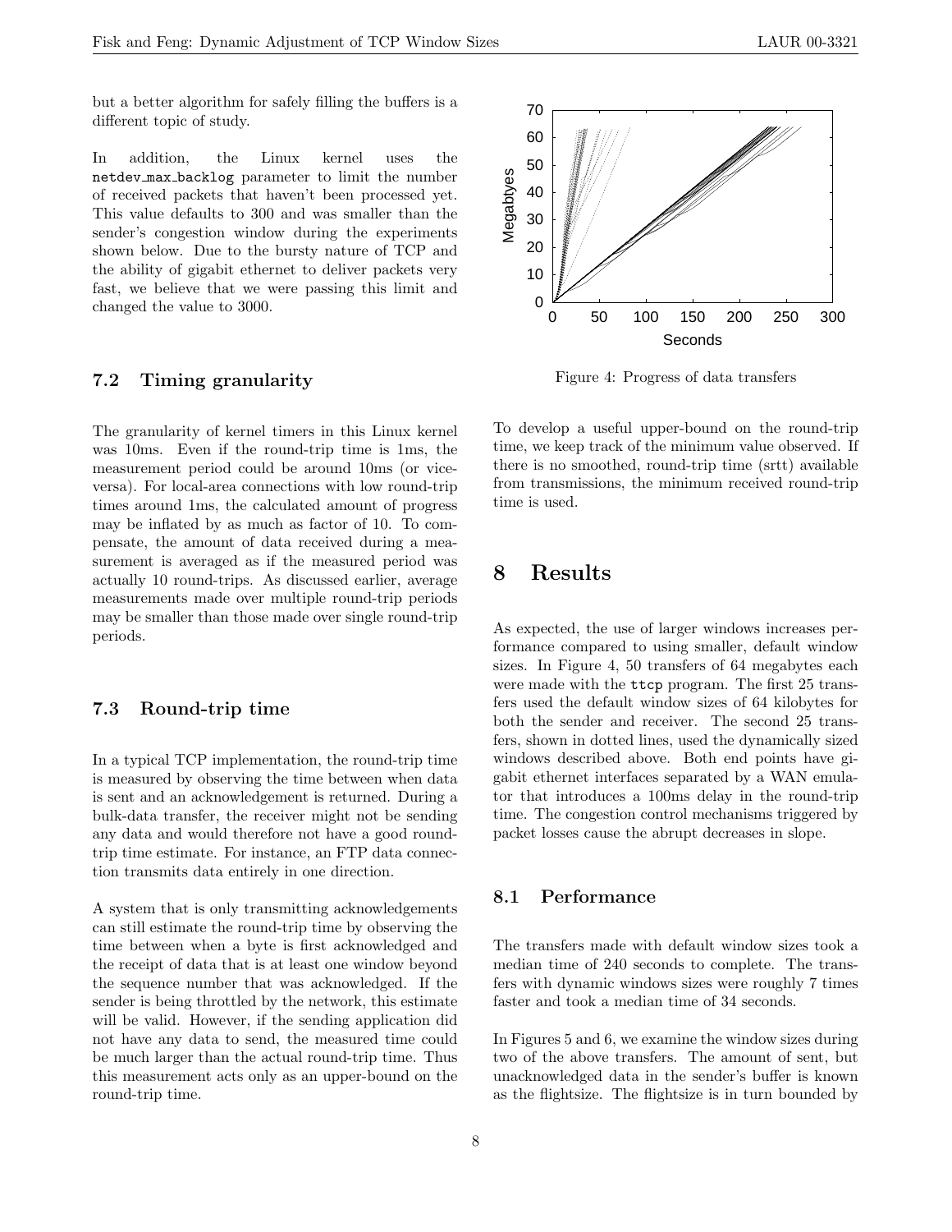but a better algorithm for safely filling the buffers is a different topic of study.

In addition, the Linux kernel uses the netdev_max_backlog parameter to limit the number of received packets that haven't been processed yet. This value defaults to 300 and was smaller than the sender's congestion window during the experiments shown below. Due to the bursty nature of TCP and the ability of gigabit ethernet to deliver packets very fast, we believe that we were passing this limit and changed the value to 3000.

### 7.2 Timing granularity

The granularity of kernel timers in this Linux kernel was 10ms. Even if the round-trip time is 1ms, the measurement period could be around 10ms (or vice-versa). For local-area connections with low round-trip times around 1ms, the calculated amount of progress may be inflated by as much as factor of 10. To compensate, the amount of data received during a measurement is averaged as if the measured period was actually 10 round-trips. As discussed earlier, average measurements made over multiple round-trip periods may be smaller than those made over single round-trip periods.

### 7.3 Round-trip time

In a typical TCP implementation, the round-trip time is measured by observing the time between when data is sent and an acknowledgement is returned. During a bulk-data transfer, the receiver might not be sending any data and would therefore not have a good round-trip time estimate. For instance, an FTP data connection transmits data entirely in one direction.

A system that is only transmitting acknowledgements can still estimate the round-trip time by observing the time between when a byte is first acknowledged and the receipt of data that is at least one window beyond the sequence number that was acknowledged. If the sender is being throttled by the network, this estimate will be valid. However, if the sending application did not have any data to send, the measured time could be much larger than the actual round-trip time. Thus this measurement acts only as an upper-bound on the round-trip time.

Figure 4: Progress of data transfers

To develop a useful upper-bound on the round-trip time, we keep track of the minimum value observed. If there is no smoothed, round-trip time (srtt) available from transmissions, the minimum received round-trip time is used.

## 8 Results

As expected, the use of larger windows increases performance compared to using smaller, default window sizes. In Figure 4, 50 transfers of 64 megabytes each were made with the ttcp program. The first 25 transfers used the default window sizes of 64 kilobytes for both the sender and receiver. The second 25 transfers, shown in dotted lines, used the dynamically sized windows described above. Both end points have gigabit ethernet interfaces separated by a WAN emulator that introduces a 100ms delay in the round-trip time. The congestion control mechanisms triggered by packet losses cause the abrupt decreases in slope.

### 8.1 Performance

The transfers made with default window sizes took a median time of 240 seconds to complete. The transfers with dynamic windows sizes were roughly 7 times faster and took a median time of 34 seconds.

In Figures 5 and 6, we examine the window sizes during two of the above transfers. The amount of sent, but unacknowledged data in the sender's buffer is known as the flightsize. The flightsize is in turn bounded by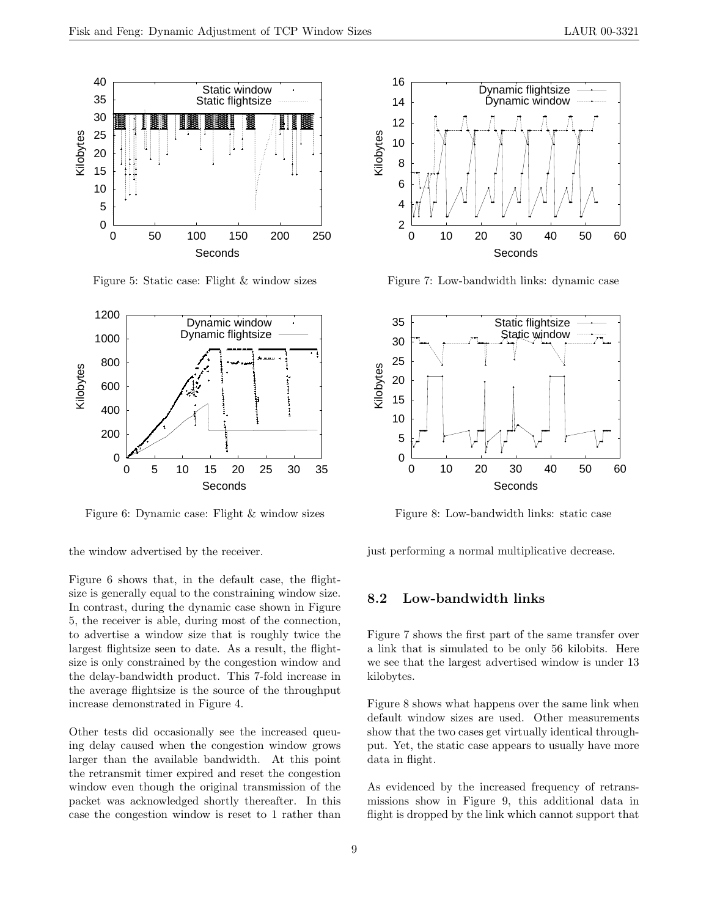Figure 5: Static case: Flight & window sizes

Figure 6: Dynamic case: Flight & window sizes

the window advertised by the receiver.

Figure 6 shows that, in the default case, the flightsize is generally equal to the constraining window size. In contrast, during the dynamic case shown in Figure 5, the receiver is able, during most of the connection, to advertise a window size that is roughly twice the largest flightsize seen to date. As a result, the flightsize is only constrained by the congestion window and the delay-bandwidth product. This 7-fold increase in the average flightsize is the source of the throughput increase demonstrated in Figure 4.

Other tests did occasionally see the increased queuing delay caused when the congestion window grows larger than the available bandwidth. At this point the retransmit timer expired and reset the congestion window even though the original transmission of the packet was acknowledged shortly thereafter. In this case the congestion window is reset to 1 rather than just performing a normal multiplicative decrease.

Figure 7: Low-bandwidth links: dynamic case

Figure 8: Low-bandwidth links: static case

## 8.2 Low-bandwidth links

Figure 7 shows the first part of the same transfer over a link that is simulated to be only 56 kilobits. Here we see that the largest advertised window is under 13 kilobytes.

Figure 8 shows what happens over the same link when default window sizes are used. Other measurements show that the two cases get virtually identical throughput. Yet, the static case appears to usually have more data in flight.

As evidenced by the increased frequency of retransmissions show in Figure 9, this additional data in flight is dropped by the link which cannot support that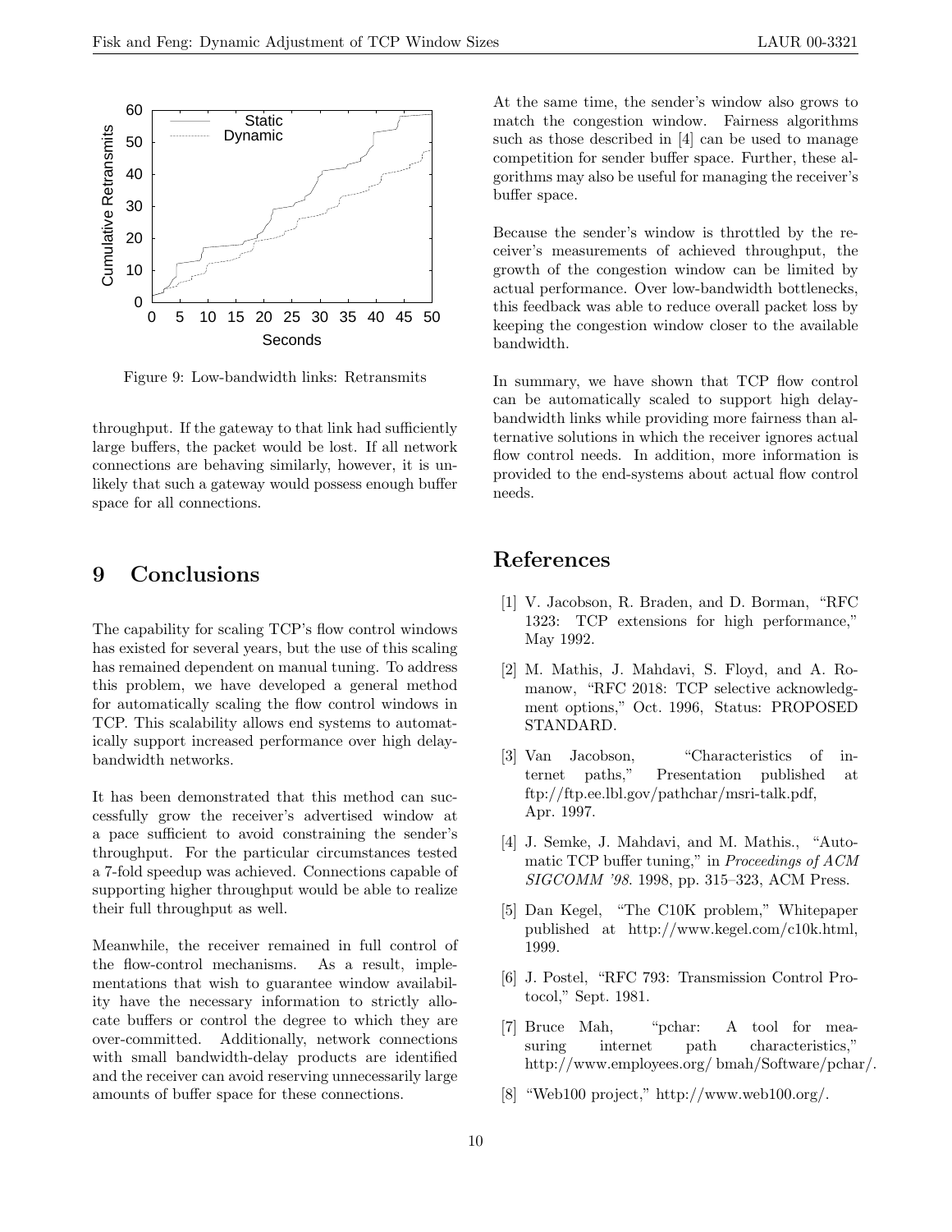Figure 9: Low-bandwidth links: Retransmits

throughput. If the gateway to that link had sufficiently large buffers, the packet would be lost. If all network connections are behaving similarly, however, it is unlikely that such a gateway would possess enough buffer space for all connections.

## 9 Conclusions

The capability for scaling TCP's flow control windows has existed for several years, but the use of this scaling has remained dependent on manual tuning. To address this problem, we have developed a general method for automatically scaling the flow control windows in TCP. This scalability allows end systems to automatically support increased performance over high delay-bandwidth networks.

It has been demonstrated that this method can successfully grow the receiver's advertised window at a pace sufficient to avoid constraining the sender's throughput. For the particular circumstances tested a 7-fold speedup was achieved. Connections capable of supporting higher throughput would be able to realize their full throughput as well.

Meanwhile, the receiver remained in full control of the flow-control mechanisms. As a result, implementations that wish to guarantee window availability have the necessary information to strictly allocate buffers or control the degree to which they are over-committed. Additionally, network connections with small bandwidth-delay products are identified and the receiver can avoid reserving unnecessarily large amounts of buffer space for these connections.

At the same time, the sender's window also grows to match the congestion window. Fairness algorithms such as those described in [4] can be used to manage competition for sender buffer space. Further, these algorithms may also be useful for managing the receiver's buffer space.

Because the sender's window is throttled by the receiver's measurements of achieved throughput, the growth of the congestion window can be limited by actual performance. Over low-bandwidth bottlenecks, this feedback was able to reduce overall packet loss by keeping the congestion window closer to the available bandwidth.

In summary, we have shown that TCP flow control can be automatically scaled to support high delay-bandwidth links while providing more fairness than alternative solutions in which the receiver ignores actual flow control needs. In addition, more information is provided to the end-systems about actual flow control needs.

## References

[1] V. Jacobson, R. Braden, and D. Borman, "RFC 1323: TCP extensions for high performance," May 1992.

[2] M. Mathis, J. Mahdavi, S. Floyd, and A. Romanow, "RFC 2018: TCP selective acknowledgment options," Oct. 1996, Status: PROPOSED STANDARD.

[3] Van Jacobson, "Characteristics of internet paths," Presentation published at ftp://ftp.ee.lbl.gov/pathchar/msri-talk.pdf, Apr. 1997.

[4] J. Semke, J. Mahdavi, and M. Mathis., "Automatic TCP buffer tuning," in *Proceedings of ACM SIGCOMM '98*. 1998, pp. 315–323, ACM Press.

[5] Dan Kegel, "The C10K problem," Whitepaper published at http://www.kegel.com/c10k.html, 1999.

[6] J. Postel, "RFC 793: Transmission Control Protocol," Sept. 1981.

[7] Bruce Mah, "pchar: A tool for measuring internet path characteristics," http://www.employees.org/ bmah/Software/pchar/.

[8] "Web100 project," http://www.web100.org/.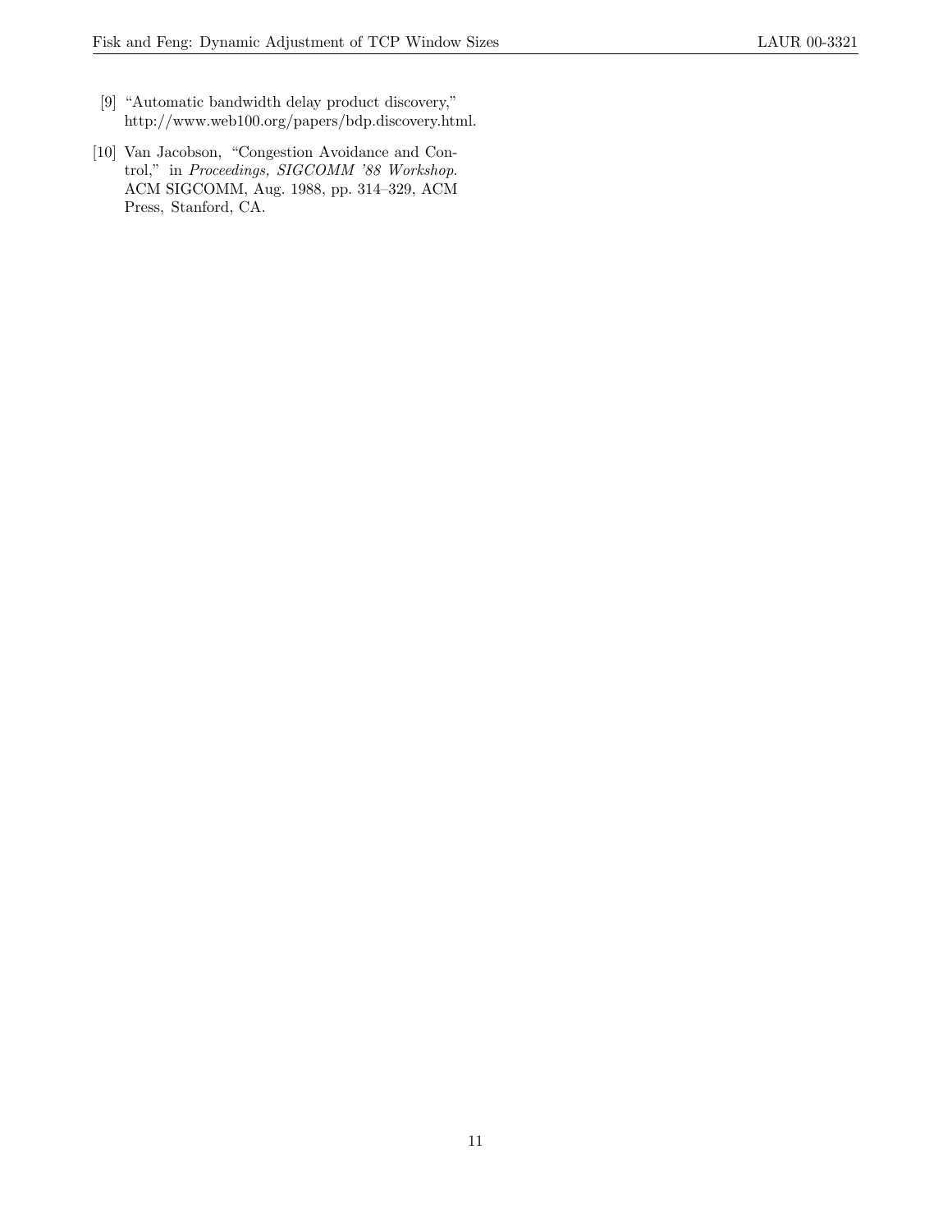[9] "Automatic bandwidth delay product discovery," http://www.web100.org/papers/bdp.discovery.html.

[10] Van Jacobson, "Congestion Avoidance and Control," in *Proceedings, SIGCOMM '88 Workshop*. ACM SIGCOMM, Aug. 1988, pp. 314–329, ACM Press, Stanford, CA.